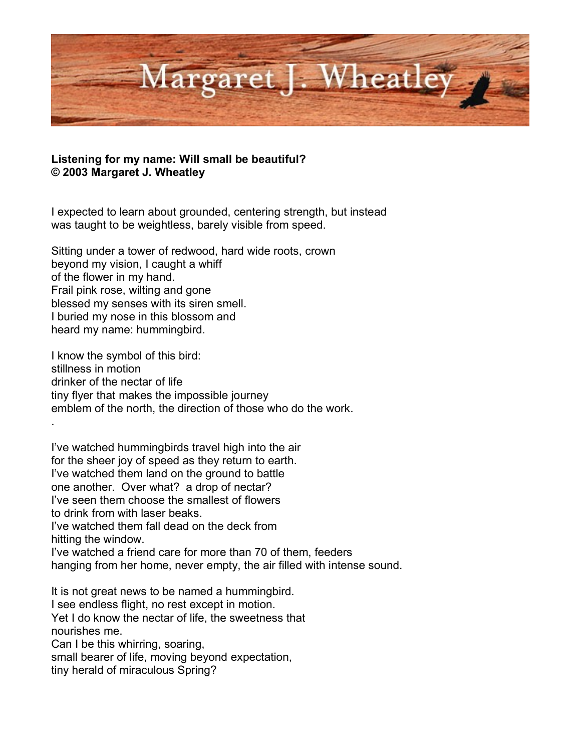# Margaret J. Wheatley

**Listening for my name: Will small be beautiful?**
**© 2003 Margaret J. Wheatley**

I expected to learn about grounded, centering strength, but instead
was taught to be weightless, barely visible from speed.

Sitting under a tower of redwood, hard wide roots, crown
beyond my vision, I caught a whiff
of the flower in my hand.
Frail pink rose, wilting and gone
blessed my senses with its siren smell.
I buried my nose in this blossom and
heard my name: hummingbird.

I know the symbol of this bird:
stillness in motion
drinker of the nectar of life
tiny flyer that makes the impossible journey
emblem of the north, the direction of those who do the work.
.

I've watched hummingbirds travel high into the air
for the sheer joy of speed as they return to earth.
I've watched them land on the ground to battle
one another. Over what? a drop of nectar?
I've seen them choose the smallest of flowers
to drink from with laser beaks.
I've watched them fall dead on the deck from
hitting the window.
I've watched a friend care for more than 70 of them, feeders
hanging from her home, never empty, the air filled with intense sound.

It is not great news to be named a hummingbird.
I see endless flight, no rest except in motion.
Yet I do know the nectar of life, the sweetness that
nourishes me.
Can I be this whirring, soaring,
small bearer of life, moving beyond expectation,
tiny herald of miraculous Spring?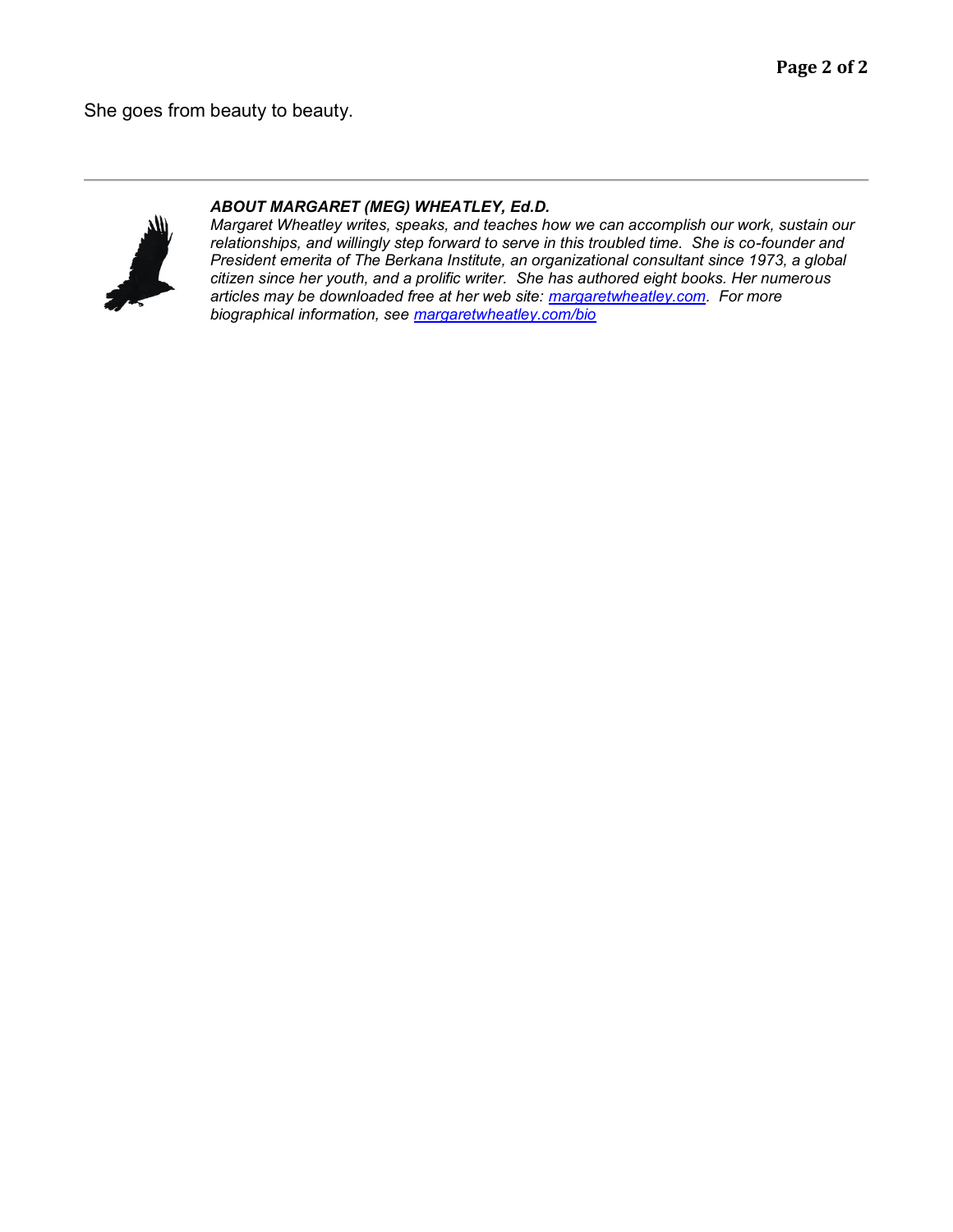She goes from beauty to beauty.

---

***ABOUT MARGARET (MEG) WHEATLEY, Ed.D.***

*Margaret Wheatley writes, speaks, and teaches how we can accomplish our work, sustain our relationships, and willingly step forward to serve in this troubled time. She is co-founder and President emerita of The Berkana Institute, an organizational consultant since 1973, a global citizen since her youth, and a prolific writer. She has authored eight books. Her numerous articles may be downloaded free at her web site: [margaretwheatley.com](http://margaretwheatley.com). For more biographical information, see [margaretwheatley.com/bio](http://margaretwheatley.com/bio)*